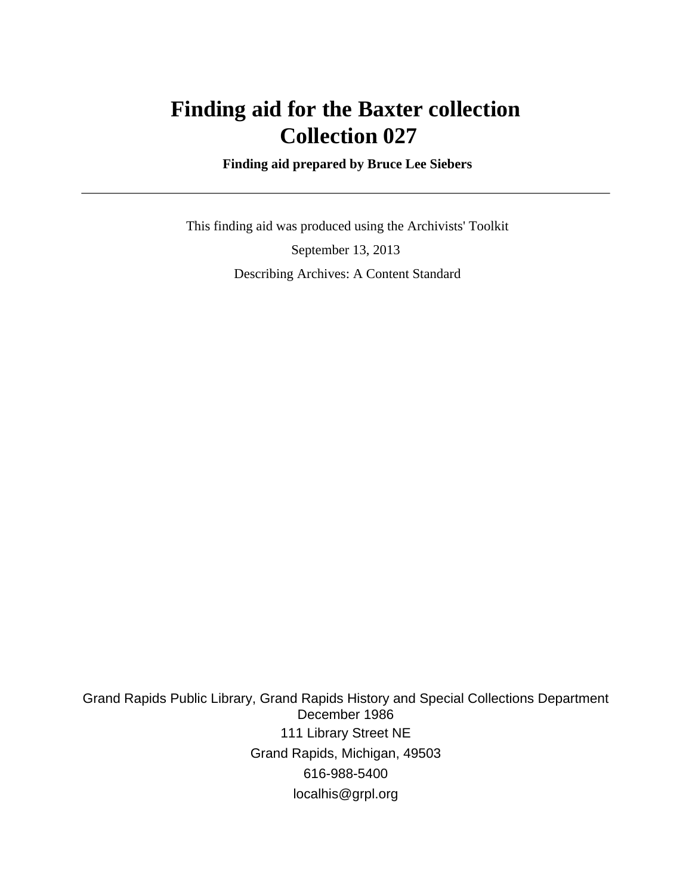# Finding aid for the Baxter collection
# Collection 027

**Finding aid prepared by Bruce Lee Siebers**

---

This finding aid was produced using the Archivists' Toolkit

September 13, 2013

Describing Archives: A Content Standard

Grand Rapids Public Library, Grand Rapids History and Special Collections Department
December 1986

111 Library Street NE

Grand Rapids, Michigan, 49503

616-988-5400

localhis@grpl.org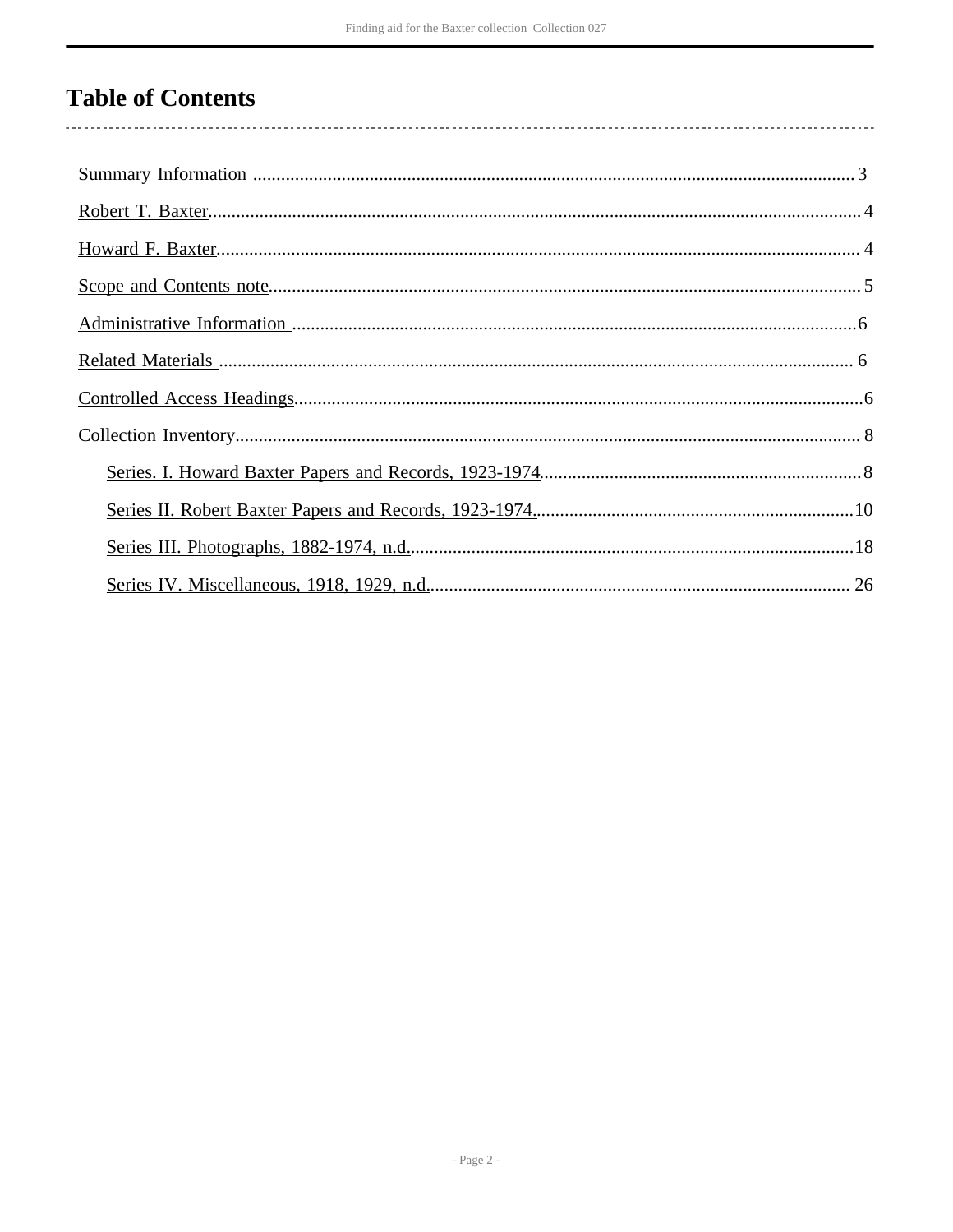# Table of Contents

- Summary Information ... 3
- Robert T. Baxter ... 4
- Howard F. Baxter ... 4
- Scope and Contents note ... 5
- Administrative Information ... 6
- Related Materials ... 6
- Controlled Access Headings ... 6
- Collection Inventory ... 8
    - Series. I. Howard Baxter Papers and Records, 1923-1974 ... 8
    - Series II. Robert Baxter Papers and Records, 1923-1974 ... 10
    - Series III. Photographs, 1882-1974, n.d. ... 18
    - Series IV. Miscellaneous, 1918, 1929, n.d. ... 26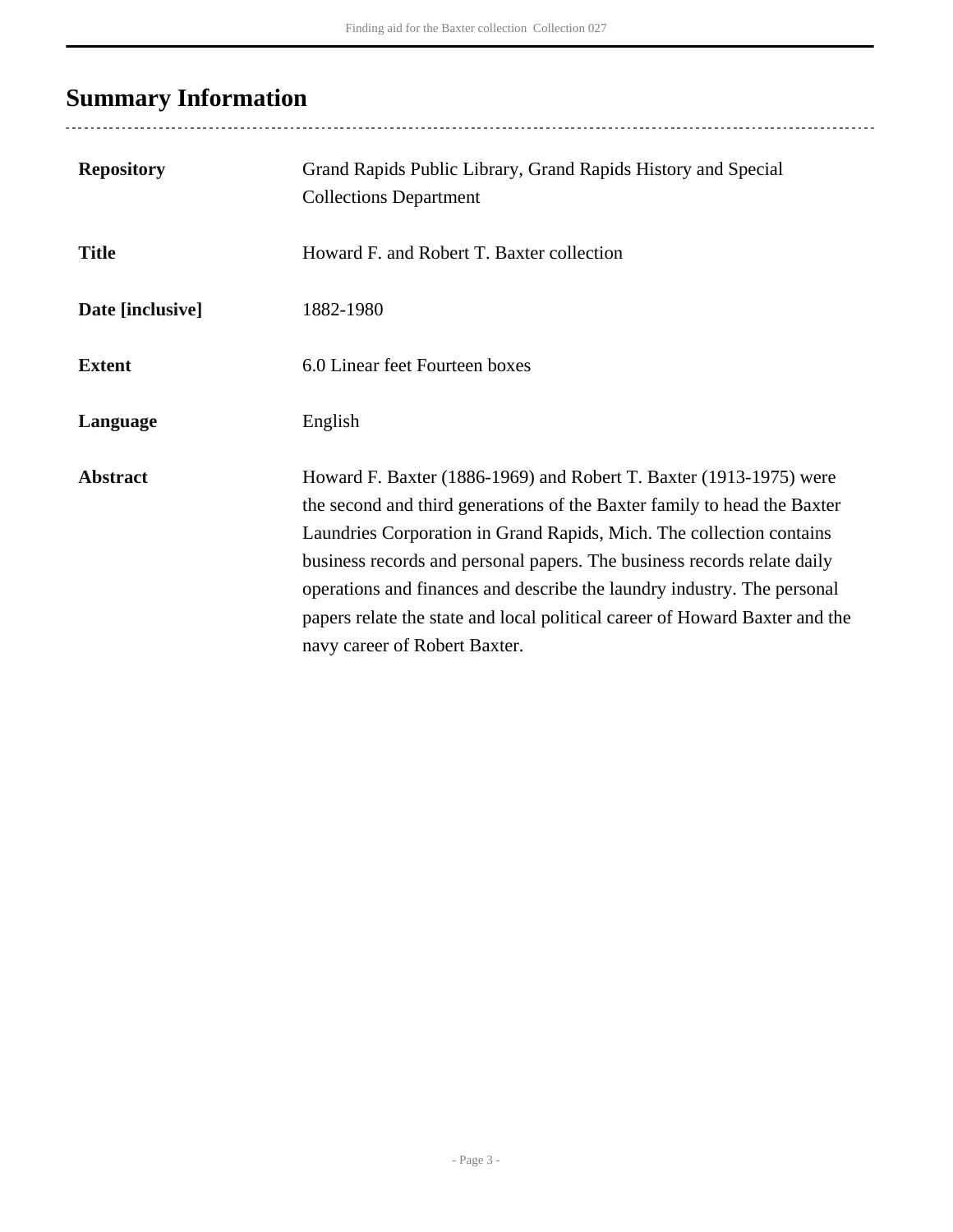## Summary Information

| | |
|---|---|
| **Repository** | Grand Rapids Public Library, Grand Rapids History and Special Collections Department |
| **Title** | Howard F. and Robert T. Baxter collection |
| **Date [inclusive]** | 1882-1980 |
| **Extent** | 6.0 Linear feet Fourteen boxes |
| **Language** | English |
| **Abstract** | Howard F. Baxter (1886-1969) and Robert T. Baxter (1913-1975) were the second and third generations of the Baxter family to head the Baxter Laundries Corporation in Grand Rapids, Mich. The collection contains business records and personal papers. The business records relate daily operations and finances and describe the laundry industry. The personal papers relate the state and local political career of Howard Baxter and the navy career of Robert Baxter. |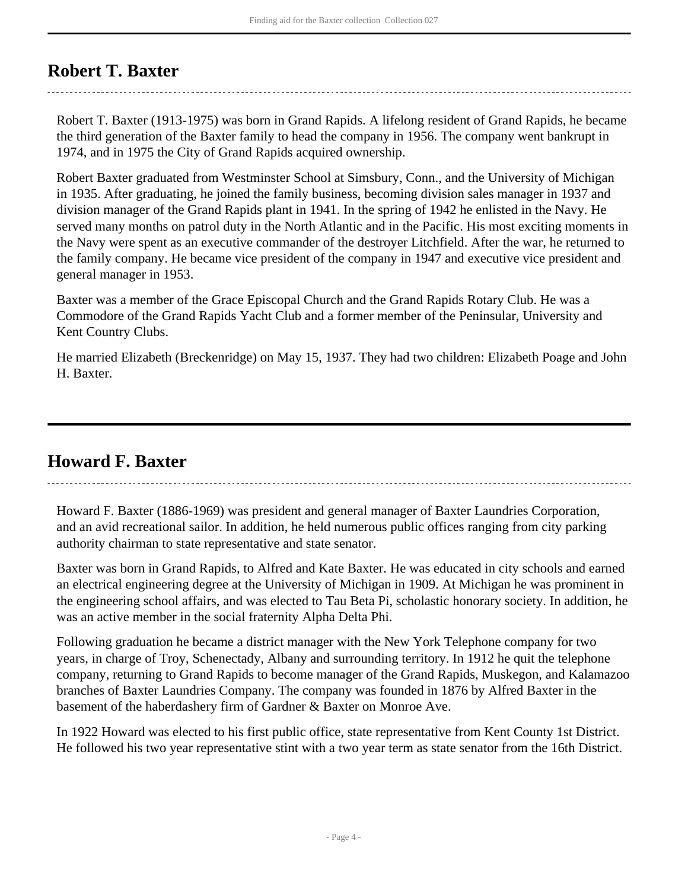## Robert T. Baxter

Robert T. Baxter (1913-1975) was born in Grand Rapids. A lifelong resident of Grand Rapids, he became the third generation of the Baxter family to head the company in 1956. The company went bankrupt in 1974, and in 1975 the City of Grand Rapids acquired ownership.

Robert Baxter graduated from Westminster School at Simsbury, Conn., and the University of Michigan in 1935. After graduating, he joined the family business, becoming division sales manager in 1937 and division manager of the Grand Rapids plant in 1941. In the spring of 1942 he enlisted in the Navy. He served many months on patrol duty in the North Atlantic and in the Pacific. His most exciting moments in the Navy were spent as an executive commander of the destroyer Litchfield. After the war, he returned to the family company. He became vice president of the company in 1947 and executive vice president and general manager in 1953.

Baxter was a member of the Grace Episcopal Church and the Grand Rapids Rotary Club. He was a Commodore of the Grand Rapids Yacht Club and a former member of the Peninsular, University and Kent Country Clubs.

He married Elizabeth (Breckenridge) on May 15, 1937. They had two children: Elizabeth Poage and John H. Baxter.

## Howard F. Baxter

Howard F. Baxter (1886-1969) was president and general manager of Baxter Laundries Corporation, and an avid recreational sailor. In addition, he held numerous public offices ranging from city parking authority chairman to state representative and state senator.

Baxter was born in Grand Rapids, to Alfred and Kate Baxter. He was educated in city schools and earned an electrical engineering degree at the University of Michigan in 1909. At Michigan he was prominent in the engineering school affairs, and was elected to Tau Beta Pi, scholastic honorary society. In addition, he was an active member in the social fraternity Alpha Delta Phi.

Following graduation he became a district manager with the New York Telephone company for two years, in charge of Troy, Schenectady, Albany and surrounding territory. In 1912 he quit the telephone company, returning to Grand Rapids to become manager of the Grand Rapids, Muskegon, and Kalamazoo branches of Baxter Laundries Company. The company was founded in 1876 by Alfred Baxter in the basement of the haberdashery firm of Gardner & Baxter on Monroe Ave.

In 1922 Howard was elected to his first public office, state representative from Kent County 1st District. He followed his two year representative stint with a two year term as state senator from the 16th District.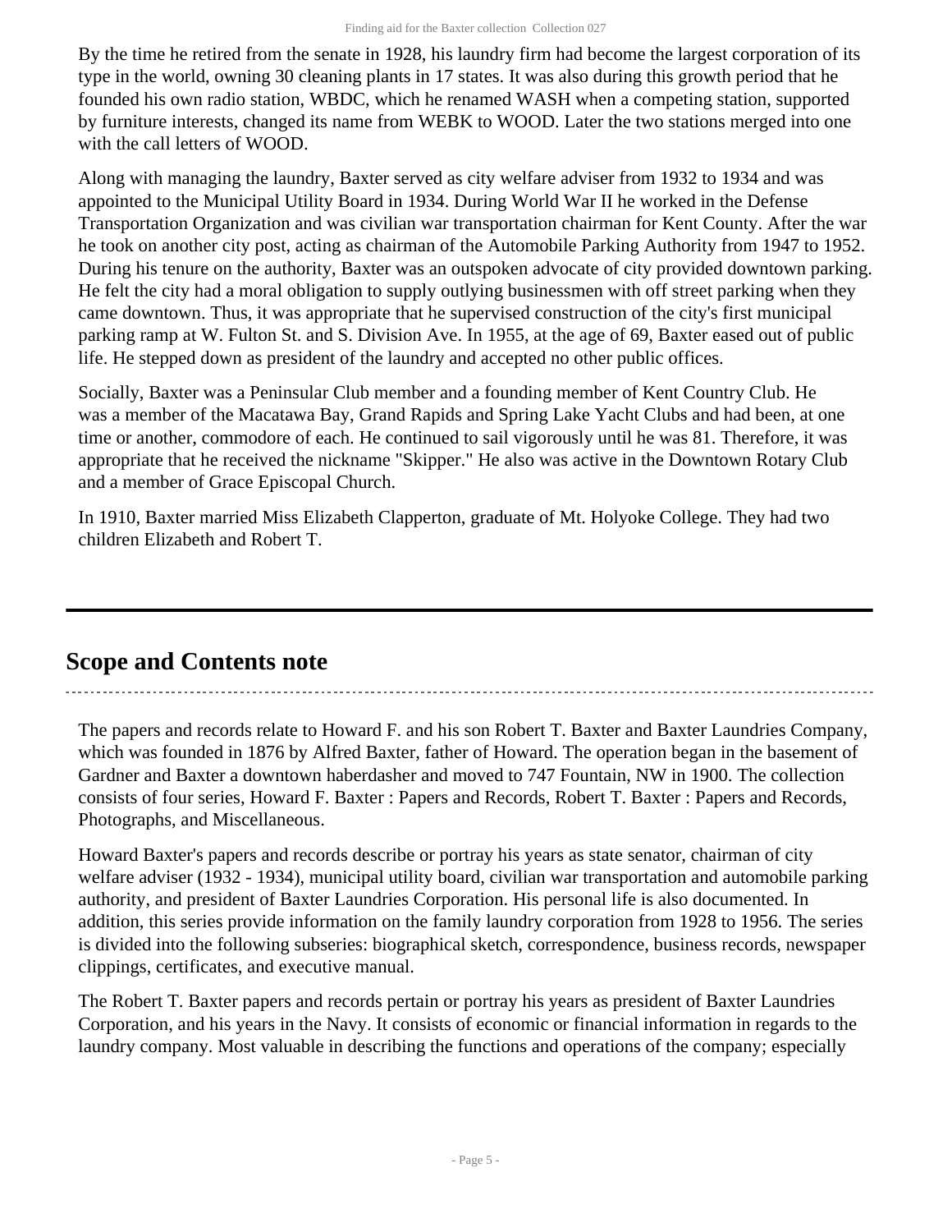By the time he retired from the senate in 1928, his laundry firm had become the largest corporation of its type in the world, owning 30 cleaning plants in 17 states. It was also during this growth period that he founded his own radio station, WBDC, which he renamed WASH when a competing station, supported by furniture interests, changed its name from WEBK to WOOD. Later the two stations merged into one with the call letters of WOOD.

Along with managing the laundry, Baxter served as city welfare adviser from 1932 to 1934 and was appointed to the Municipal Utility Board in 1934. During World War II he worked in the Defense Transportation Organization and was civilian war transportation chairman for Kent County. After the war he took on another city post, acting as chairman of the Automobile Parking Authority from 1947 to 1952. During his tenure on the authority, Baxter was an outspoken advocate of city provided downtown parking. He felt the city had a moral obligation to supply outlying businessmen with off street parking when they came downtown. Thus, it was appropriate that he supervised construction of the city's first municipal parking ramp at W. Fulton St. and S. Division Ave. In 1955, at the age of 69, Baxter eased out of public life. He stepped down as president of the laundry and accepted no other public offices.

Socially, Baxter was a Peninsular Club member and a founding member of Kent Country Club. He was a member of the Macatawa Bay, Grand Rapids and Spring Lake Yacht Clubs and had been, at one time or another, commodore of each. He continued to sail vigorously until he was 81. Therefore, it was appropriate that he received the nickname "Skipper." He also was active in the Downtown Rotary Club and a member of Grace Episcopal Church.

In 1910, Baxter married Miss Elizabeth Clapperton, graduate of Mt. Holyoke College. They had two children Elizabeth and Robert T.

## Scope and Contents note

The papers and records relate to Howard F. and his son Robert T. Baxter and Baxter Laundries Company, which was founded in 1876 by Alfred Baxter, father of Howard. The operation began in the basement of Gardner and Baxter a downtown haberdasher and moved to 747 Fountain, NW in 1900. The collection consists of four series, Howard F. Baxter : Papers and Records, Robert T. Baxter : Papers and Records, Photographs, and Miscellaneous.

Howard Baxter's papers and records describe or portray his years as state senator, chairman of city welfare adviser (1932 - 1934), municipal utility board, civilian war transportation and automobile parking authority, and president of Baxter Laundries Corporation. His personal life is also documented. In addition, this series provide information on the family laundry corporation from 1928 to 1956. The series is divided into the following subseries: biographical sketch, correspondence, business records, newspaper clippings, certificates, and executive manual.

The Robert T. Baxter papers and records pertain or portray his years as president of Baxter Laundries Corporation, and his years in the Navy. It consists of economic or financial information in regards to the laundry company. Most valuable in describing the functions and operations of the company; especially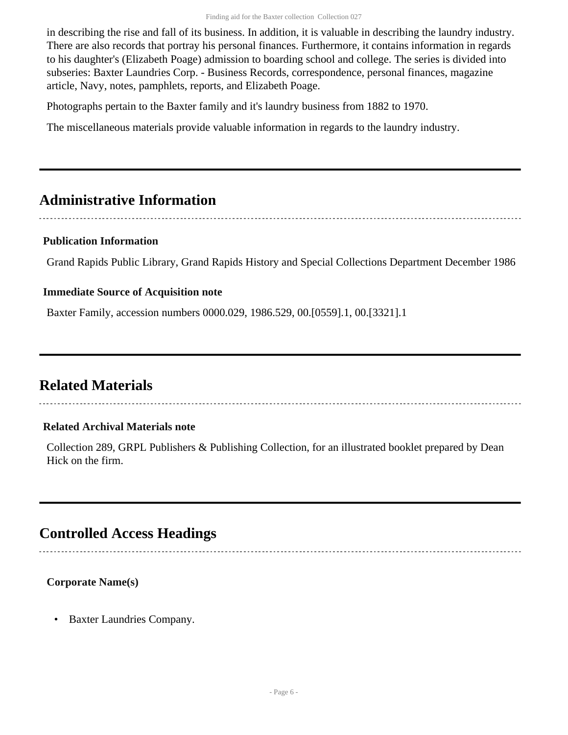in describing the rise and fall of its business. In addition, it is valuable in describing the laundry industry. There are also records that portray his personal finances. Furthermore, it contains information in regards to his daughter's (Elizabeth Poage) admission to boarding school and college. The series is divided into subseries: Baxter Laundries Corp. - Business Records, correspondence, personal finances, magazine article, Navy, notes, pamphlets, reports, and Elizabeth Poage.

Photographs pertain to the Baxter family and it's laundry business from 1882 to 1970.

The miscellaneous materials provide valuable information in regards to the laundry industry.

## Administrative Information

### Publication Information

Grand Rapids Public Library, Grand Rapids History and Special Collections Department December 1986

### Immediate Source of Acquisition note

Baxter Family, accession numbers 0000.029, 1986.529, 00.[0559].1, 00.[3321].1

## Related Materials

### Related Archival Materials note

Collection 289, GRPL Publishers & Publishing Collection, for an illustrated booklet prepared by Dean Hick on the firm.

## Controlled Access Headings

### Corporate Name(s)

- Baxter Laundries Company.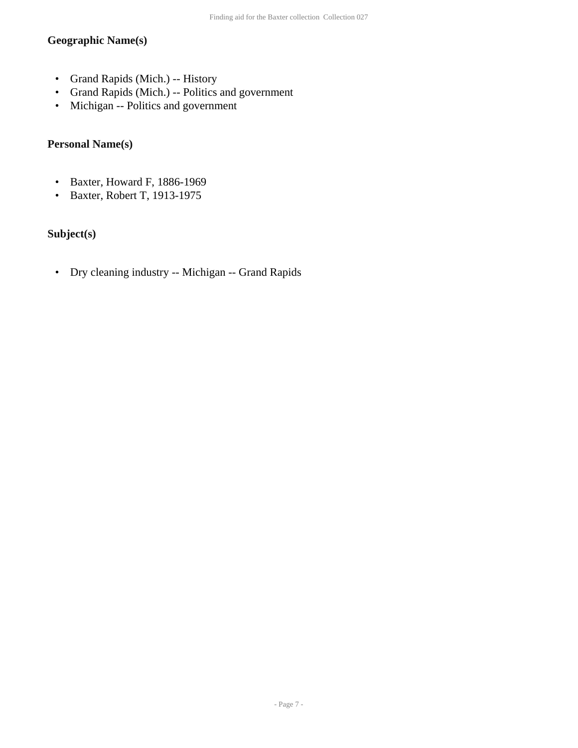### Geographic Name(s)

- Grand Rapids (Mich.) -- History
- Grand Rapids (Mich.) -- Politics and government
- Michigan -- Politics and government

### Personal Name(s)

- Baxter, Howard F, 1886-1969
- Baxter, Robert T, 1913-1975

### Subject(s)

- Dry cleaning industry -- Michigan -- Grand Rapids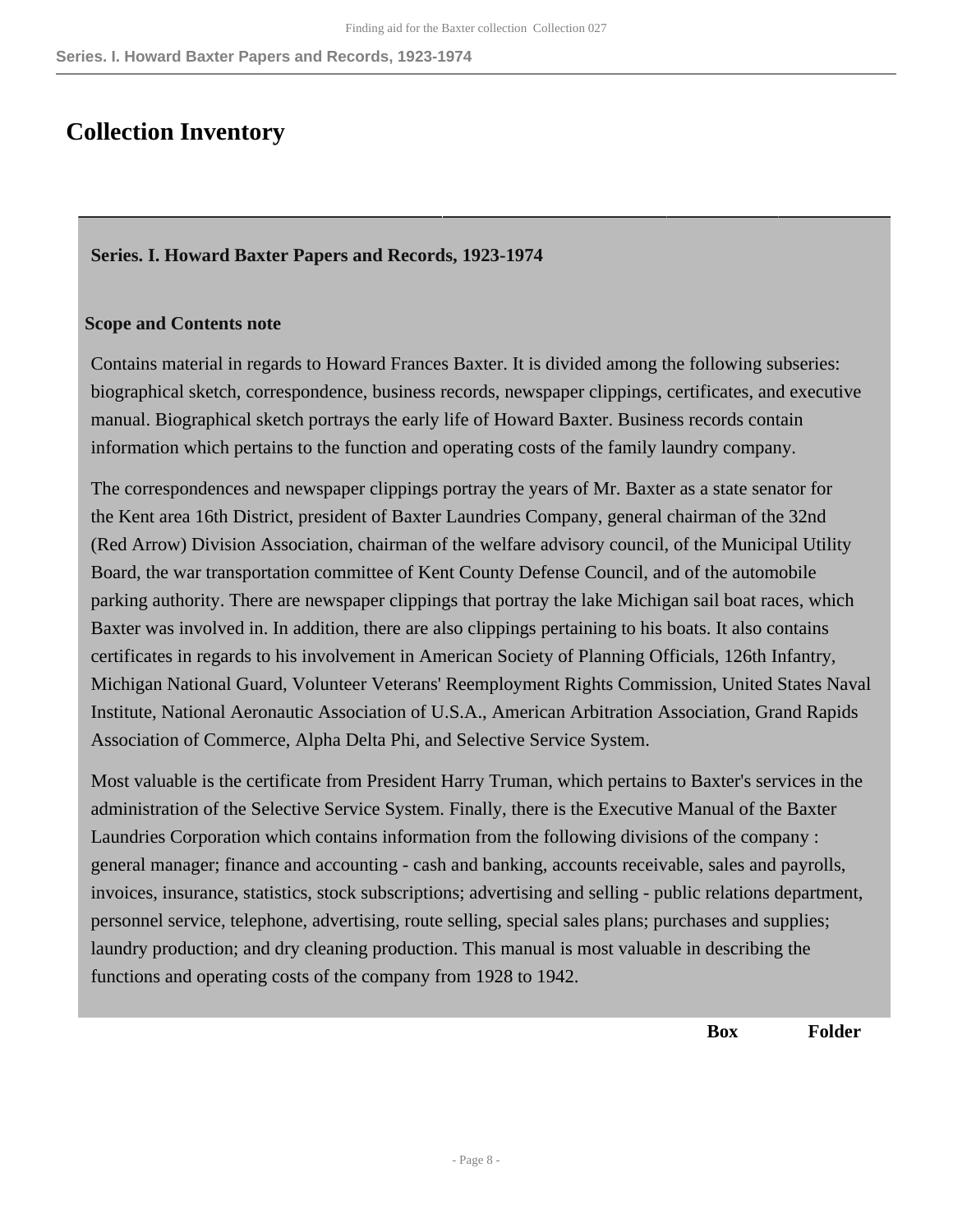# Collection Inventory

## Series. I. Howard Baxter Papers and Records, 1923-1974

### Scope and Contents note

Contains material in regards to Howard Frances Baxter. It is divided among the following subseries: biographical sketch, correspondence, business records, newspaper clippings, certificates, and executive manual. Biographical sketch portrays the early life of Howard Baxter. Business records contain information which pertains to the function and operating costs of the family laundry company.

The correspondences and newspaper clippings portray the years of Mr. Baxter as a state senator for the Kent area 16th District, president of Baxter Laundries Company, general chairman of the 32nd (Red Arrow) Division Association, chairman of the welfare advisory council, of the Municipal Utility Board, the war transportation committee of Kent County Defense Council, and of the automobile parking authority. There are newspaper clippings that portray the lake Michigan sail boat races, which Baxter was involved in. In addition, there are also clippings pertaining to his boats. It also contains certificates in regards to his involvement in American Society of Planning Officials, 126th Infantry, Michigan National Guard, Volunteer Veterans' Reemployment Rights Commission, United States Naval Institute, National Aeronautic Association of U.S.A., American Arbitration Association, Grand Rapids Association of Commerce, Alpha Delta Phi, and Selective Service System.

Most valuable is the certificate from President Harry Truman, which pertains to Baxter's services in the administration of the Selective Service System. Finally, there is the Executive Manual of the Baxter Laundries Corporation which contains information from the following divisions of the company : general manager; finance and accounting - cash and banking, accounts receivable, sales and payrolls, invoices, insurance, statistics, stock subscriptions; advertising and selling - public relations department, personnel service, telephone, advertising, route selling, special sales plans; purchases and supplies; laundry production; and dry cleaning production. This manual is most valuable in describing the functions and operating costs of the company from 1928 to 1942.

| | Box | Folder |
|---|---|---|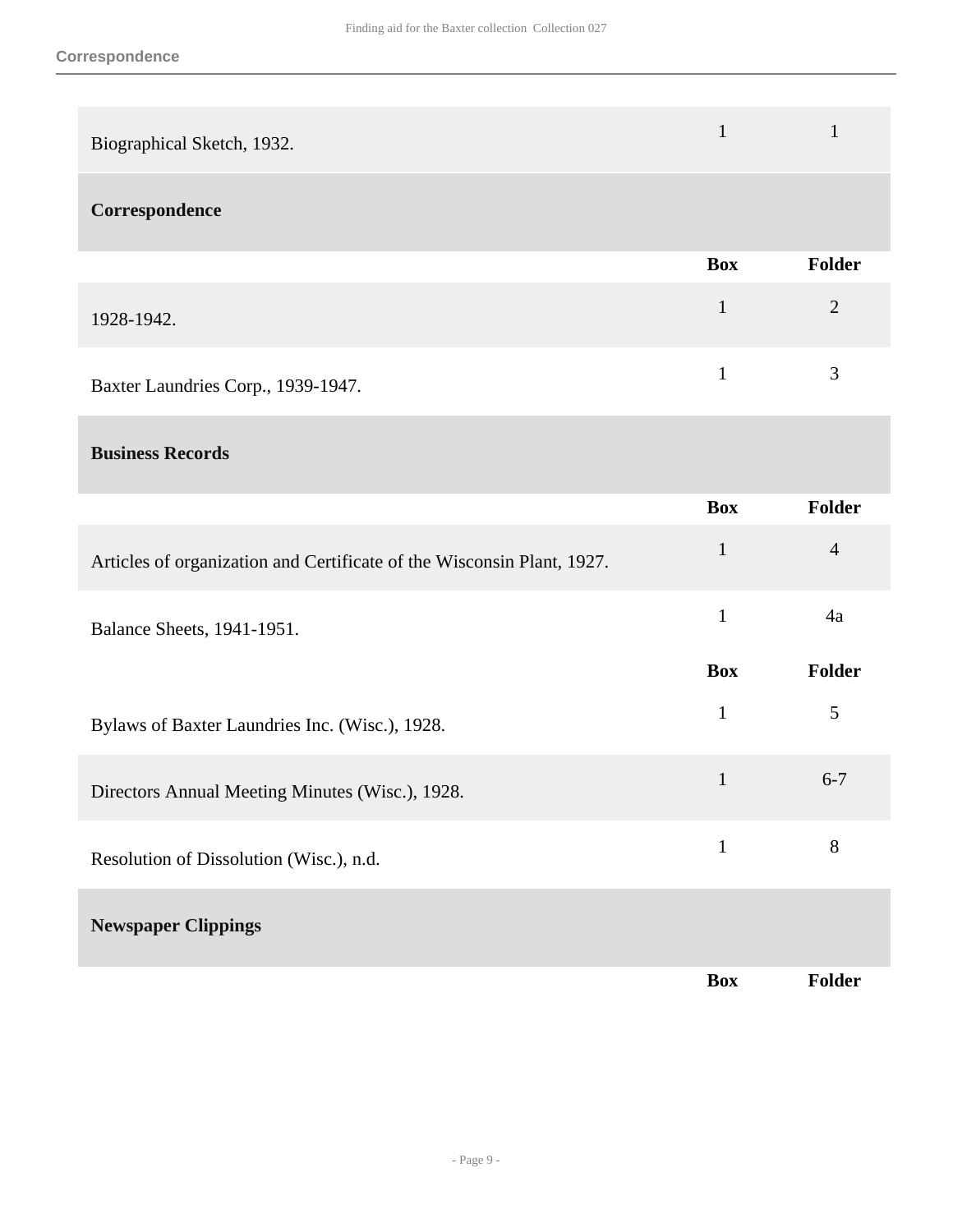| | Box | Folder |
|---|---|---|
| Biographical Sketch, 1932. | 1 | 1 |

## Correspondence

| | Box | Folder |
|---|---|---|
| 1928-1942. | 1 | 2 |
| Baxter Laundries Corp., 1939-1947. | 1 | 3 |

## Business Records

| | Box | Folder |
|---|---|---|
| Articles of organization and Certificate of the Wisconsin Plant, 1927. | 1 | 4 |
| Balance Sheets, 1941-1951. | 1 | 4a |

| | Box | Folder |
|---|---|---|
| Bylaws of Baxter Laundries Inc. (Wisc.), 1928. | 1 | 5 |
| Directors Annual Meeting Minutes (Wisc.), 1928. | 1 | 6-7 |
| Resolution of Dissolution (Wisc.), n.d. | 1 | 8 |

## Newspaper Clippings

| | Box | Folder |
|---|---|---|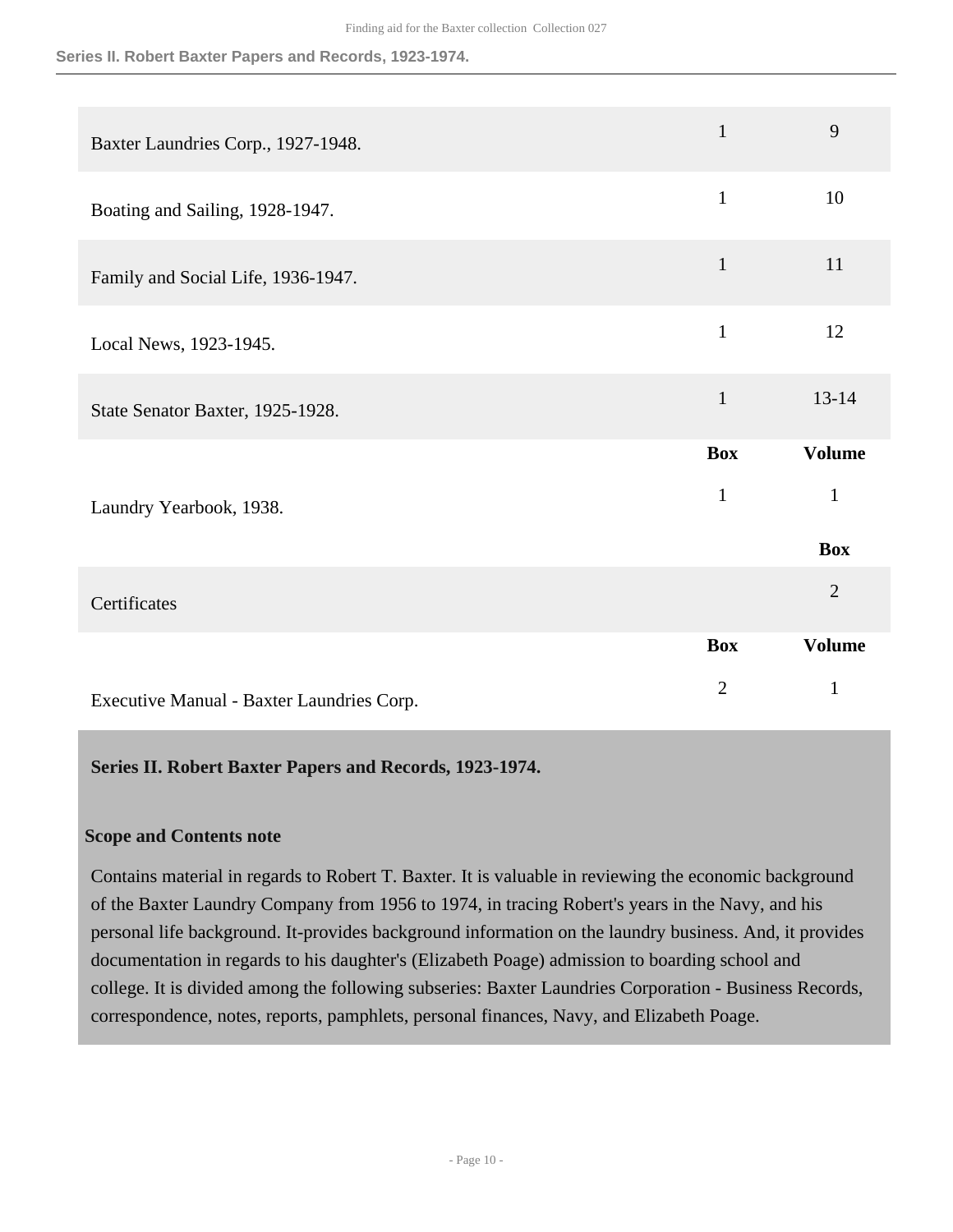| | | |
|---|---|---|
| Baxter Laundries Corp., 1927-1948. | 1 | 9 |
| Boating and Sailing, 1928-1947. | 1 | 10 |
| Family and Social Life, 1936-1947. | 1 | 11 |
| Local News, 1923-1945. | 1 | 12 |
| State Senator Baxter, 1925-1928. | 1 | 13-14 |

| | Box | Volume |
|---|---|---|
| Laundry Yearbook, 1938. | 1 | 1 |

| | Box |
|---|---|
| Certificates | 2 |

| | Box | Volume |
|---|---|---|
| Executive Manual - Baxter Laundries Corp. | 2 | 1 |

## Series II. Robert Baxter Papers and Records, 1923-1974.

### Scope and Contents note

Contains material in regards to Robert T. Baxter. It is valuable in reviewing the economic background of the Baxter Laundry Company from 1956 to 1974, in tracing Robert's years in the Navy, and his personal life background. It-provides background information on the laundry business. And, it provides documentation in regards to his daughter's (Elizabeth Poage) admission to boarding school and college. It is divided among the following subseries: Baxter Laundries Corporation - Business Records, correspondence, notes, reports, pamphlets, personal finances, Navy, and Elizabeth Poage.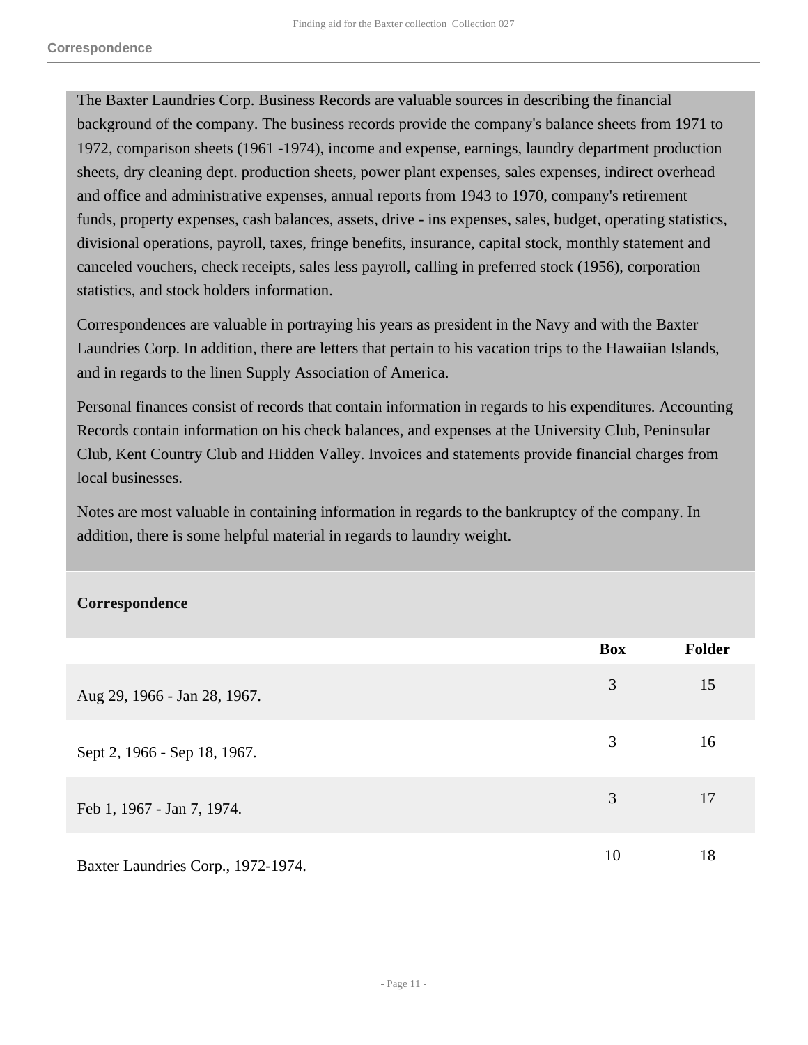The Baxter Laundries Corp. Business Records are valuable sources in describing the financial background of the company. The business records provide the company's balance sheets from 1971 to 1972, comparison sheets (1961 -1974), income and expense, earnings, laundry department production sheets, dry cleaning dept. production sheets, power plant expenses, sales expenses, indirect overhead and office and administrative expenses, annual reports from 1943 to 1970, company's retirement funds, property expenses, cash balances, assets, drive - ins expenses, sales, budget, operating statistics, divisional operations, payroll, taxes, fringe benefits, insurance, capital stock, monthly statement and canceled vouchers, check receipts, sales less payroll, calling in preferred stock (1956), corporation statistics, and stock holders information.

Correspondences are valuable in portraying his years as president in the Navy and with the Baxter Laundries Corp. In addition, there are letters that pertain to his vacation trips to the Hawaiian Islands, and in regards to the linen Supply Association of America.

Personal finances consist of records that contain information in regards to his expenditures. Accounting Records contain information on his check balances, and expenses at the University Club, Peninsular Club, Kent Country Club and Hidden Valley. Invoices and statements provide financial charges from local businesses.

Notes are most valuable in containing information in regards to the bankruptcy of the company. In addition, there is some helpful material in regards to laundry weight.

**Correspondence**

| | Box | Folder |
|---|---|---|
| Aug 29, 1966 - Jan 28, 1967. | 3 | 15 |
| Sept 2, 1966 - Sep 18, 1967. | 3 | 16 |
| Feb 1, 1967 - Jan 7, 1974. | 3 | 17 |
| Baxter Laundries Corp., 1972-1974. | 10 | 18 |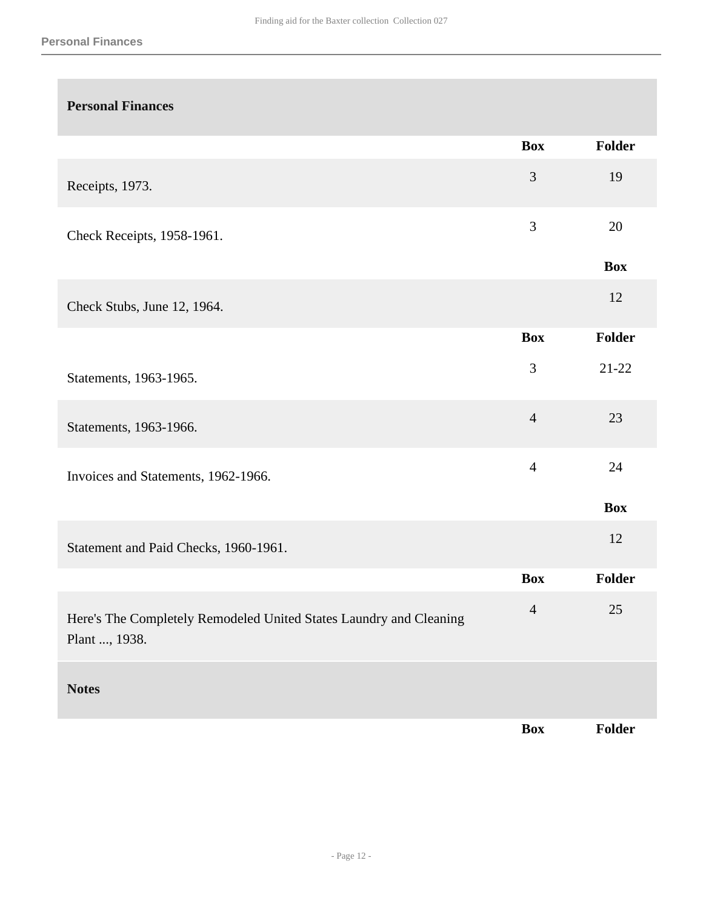## Personal Finances

| | Box | Folder |
|---|---|---|
| Receipts, 1973. | 3 | 19 |
| Check Receipts, 1958-1961. | 3 | 20 |

| | Box |
|---|---|
| Check Stubs, June 12, 1964. | 12 |

| | Box | Folder |
|---|---|---|
| Statements, 1963-1965. | 3 | 21-22 |
| Statements, 1963-1966. | 4 | 23 |
| Invoices and Statements, 1962-1966. | 4 | 24 |

| | Box |
|---|---|
| Statement and Paid Checks, 1960-1961. | 12 |

| | Box | Folder |
|---|---|---|
| Here's The Completely Remodeled United States Laundry and Cleaning Plant ..., 1938. | 4 | 25 |

## Notes

| | Box | Folder |
|---|---|---|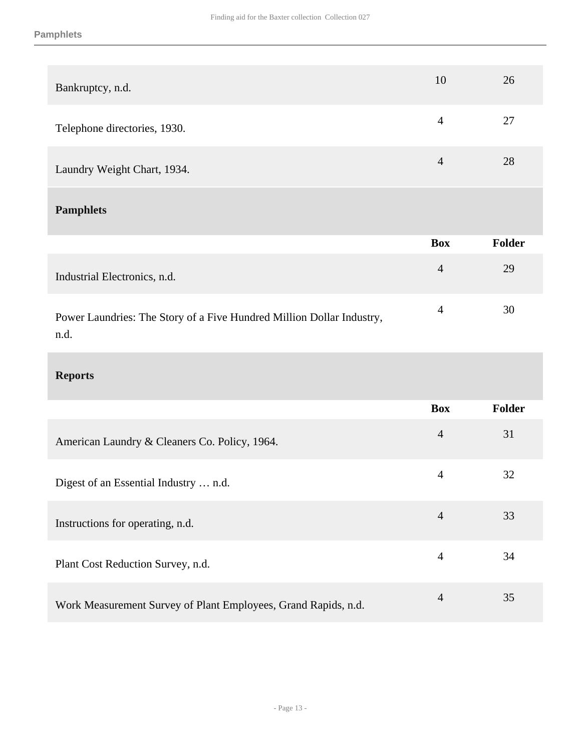| | Box | Folder |
|---|---|---|
| Bankruptcy, n.d. | 10 | 26 |
| Telephone directories, 1930. | 4 | 27 |
| Laundry Weight Chart, 1934. | 4 | 28 |

### Pamphlets

| | Box | Folder |
|---|---|---|
| Industrial Electronics, n.d. | 4 | 29 |
| Power Laundries: The Story of a Five Hundred Million Dollar Industry, n.d. | 4 | 30 |

### Reports

| | Box | Folder |
|---|---|---|
| American Laundry & Cleaners Co. Policy, 1964. | 4 | 31 |
| Digest of an Essential Industry … n.d. | 4 | 32 |
| Instructions for operating, n.d. | 4 | 33 |
| Plant Cost Reduction Survey, n.d. | 4 | 34 |
| Work Measurement Survey of Plant Employees, Grand Rapids, n.d. | 4 | 35 |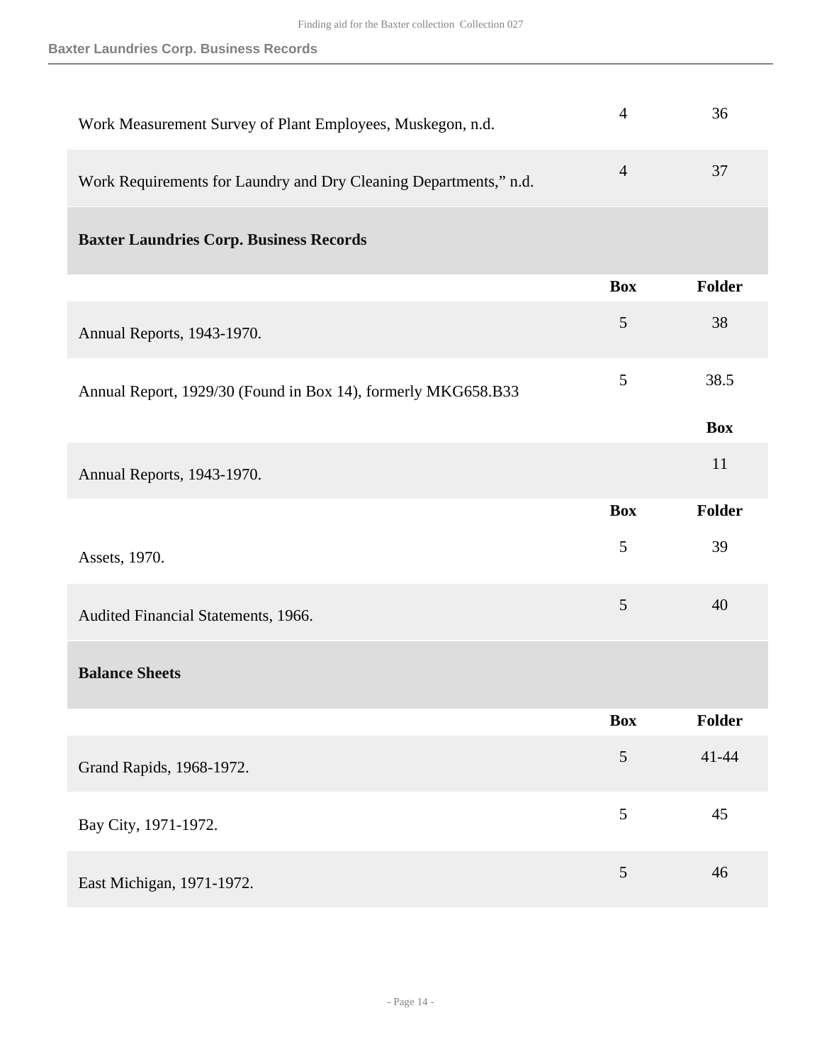| | | |
|---|---|---|
| Work Measurement Survey of Plant Employees, Muskegon, n.d. | 4 | 36 |
| Work Requirements for Laundry and Dry Cleaning Departments," n.d. | 4 | 37 |

## Baxter Laundries Corp. Business Records

| | Box | Folder |
|---|---|---|
| Annual Reports, 1943-1970. | 5 | 38 |
| Annual Report, 1929/30 (Found in Box 14), formerly MKG658.B33 | 5 | 38.5 |

| | Box |
|---|---|
| Annual Reports, 1943-1970. | 11 |

| | Box | Folder |
|---|---|---|
| Assets, 1970. | 5 | 39 |
| Audited Financial Statements, 1966. | 5 | 40 |

### Balance Sheets

| | Box | Folder |
|---|---|---|
| Grand Rapids, 1968-1972. | 5 | 41-44 |
| Bay City, 1971-1972. | 5 | 45 |
| East Michigan, 1971-1972. | 5 | 46 |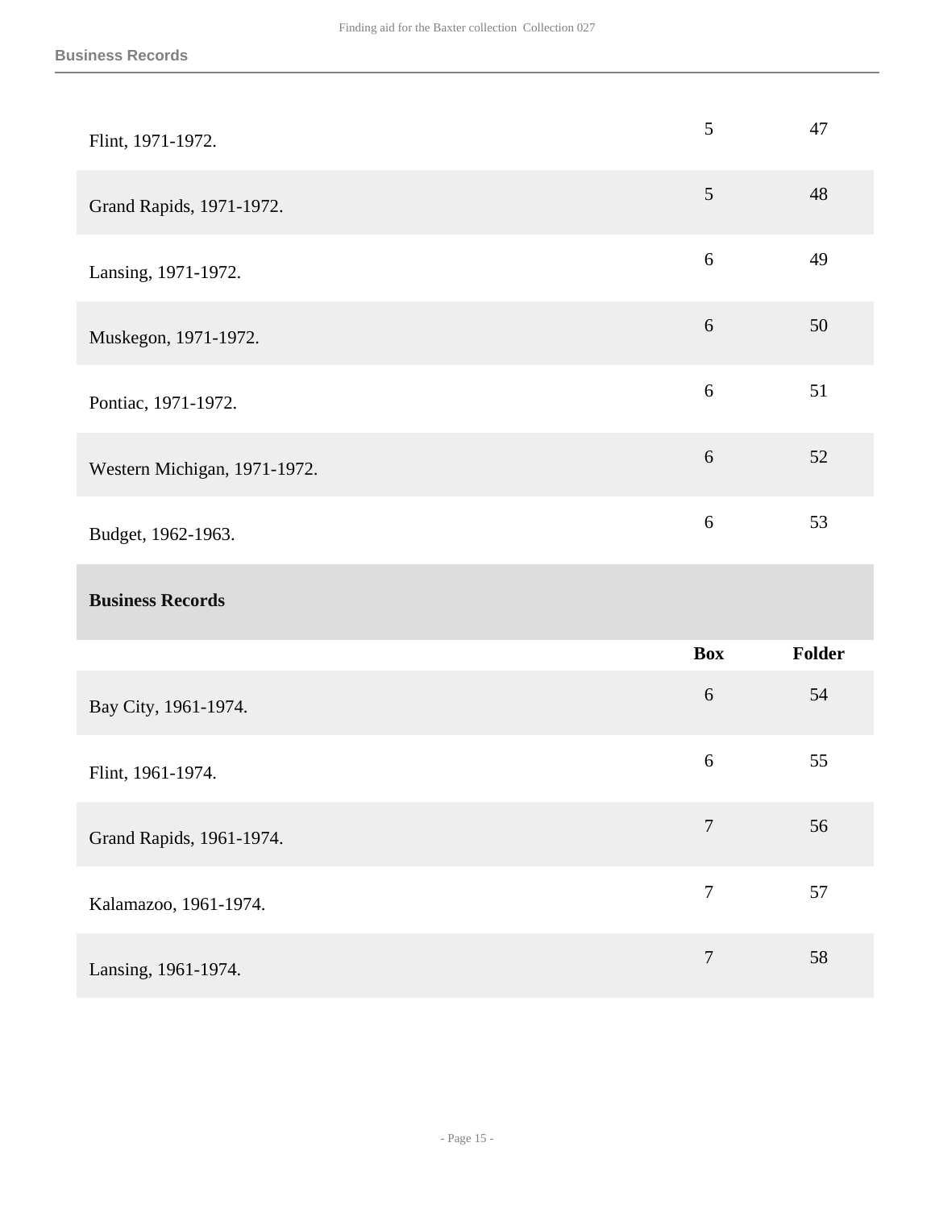| | Box | Folder |
|---|---|---|
| Flint, 1971-1972. | 5 | 47 |
| Grand Rapids, 1971-1972. | 5 | 48 |
| Lansing, 1971-1972. | 6 | 49 |
| Muskegon, 1971-1972. | 6 | 50 |
| Pontiac, 1971-1972. | 6 | 51 |
| Western Michigan, 1971-1972. | 6 | 52 |
| Budget, 1962-1963. | 6 | 53 |

## Business Records

| | Box | Folder |
|---|---|---|
| Bay City, 1961-1974. | 6 | 54 |
| Flint, 1961-1974. | 6 | 55 |
| Grand Rapids, 1961-1974. | 7 | 56 |
| Kalamazoo, 1961-1974. | 7 | 57 |
| Lansing, 1961-1974. | 7 | 58 |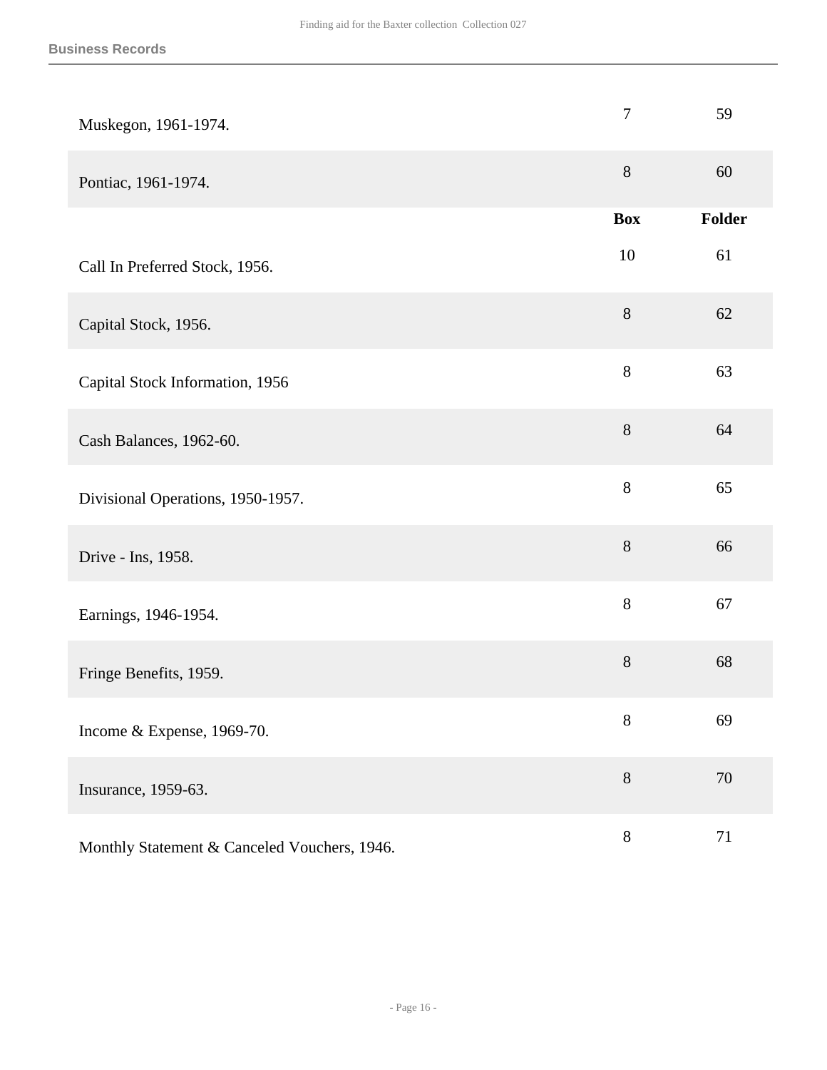**Business Records**

| | | |
|---|---|---|
| Muskegon, 1961-1974. | 7 | 59 |
| Pontiac, 1961-1974. | 8 | 60 |

| | Box | Folder |
|---|---|---|
| Call In Preferred Stock, 1956. | 10 | 61 |
| Capital Stock, 1956. | 8 | 62 |
| Capital Stock Information, 1956 | 8 | 63 |
| Cash Balances, 1962-60. | 8 | 64 |
| Divisional Operations, 1950-1957. | 8 | 65 |
| Drive - Ins, 1958. | 8 | 66 |
| Earnings, 1946-1954. | 8 | 67 |
| Fringe Benefits, 1959. | 8 | 68 |
| Income & Expense, 1969-70. | 8 | 69 |
| Insurance, 1959-63. | 8 | 70 |
| Monthly Statement & Canceled Vouchers, 1946. | 8 | 71 |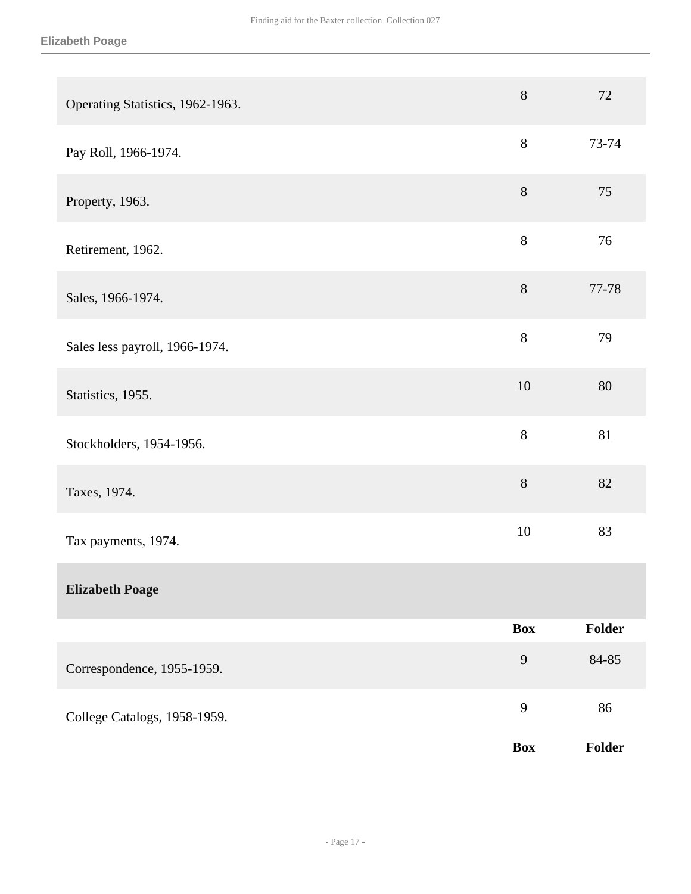| | Box | Folder |
|---|---|---|
| Operating Statistics, 1962-1963. | 8 | 72 |
| Pay Roll, 1966-1974. | 8 | 73-74 |
| Property, 1963. | 8 | 75 |
| Retirement, 1962. | 8 | 76 |
| Sales, 1966-1974. | 8 | 77-78 |
| Sales less payroll, 1966-1974. | 8 | 79 |
| Statistics, 1955. | 10 | 80 |
| Stockholders, 1954-1956. | 8 | 81 |
| Taxes, 1974. | 8 | 82 |
| Tax payments, 1974. | 10 | 83 |

**Elizabeth Poage**

| | Box | Folder |
|---|---|---|
| Correspondence, 1955-1959. | 9 | 84-85 |
| College Catalogs, 1958-1959. | 9 | 86 |
| | **Box** | **Folder** |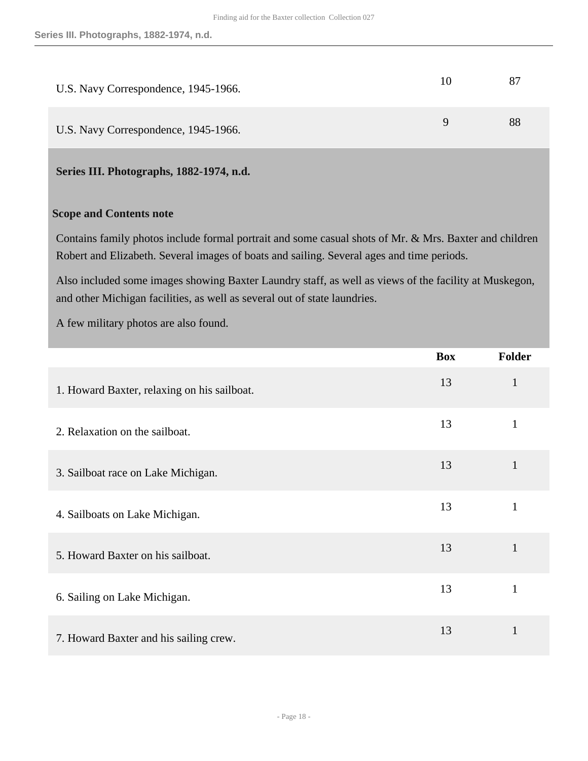| | Box | Folder |
|---|---|---|
| U.S. Navy Correspondence, 1945-1966. | 10 | 87 |
| U.S. Navy Correspondence, 1945-1966. | 9 | 88 |

## Series III. Photographs, 1882-1974, n.d.

### Scope and Contents note

Contains family photos include formal portrait and some casual shots of Mr. & Mrs. Baxter and children Robert and Elizabeth. Several images of boats and sailing. Several ages and time periods.

Also included some images showing Baxter Laundry staff, as well as views of the facility at Muskegon, and other Michigan facilities, as well as several out of state laundries.

A few military photos are also found.

| | Box | Folder |
|---|---|---|
| 1. Howard Baxter, relaxing on his sailboat. | 13 | 1 |
| 2. Relaxation on the sailboat. | 13 | 1 |
| 3. Sailboat race on Lake Michigan. | 13 | 1 |
| 4. Sailboats on Lake Michigan. | 13 | 1 |
| 5. Howard Baxter on his sailboat. | 13 | 1 |
| 6. Sailing on Lake Michigan. | 13 | 1 |
| 7. Howard Baxter and his sailing crew. | 13 | 1 |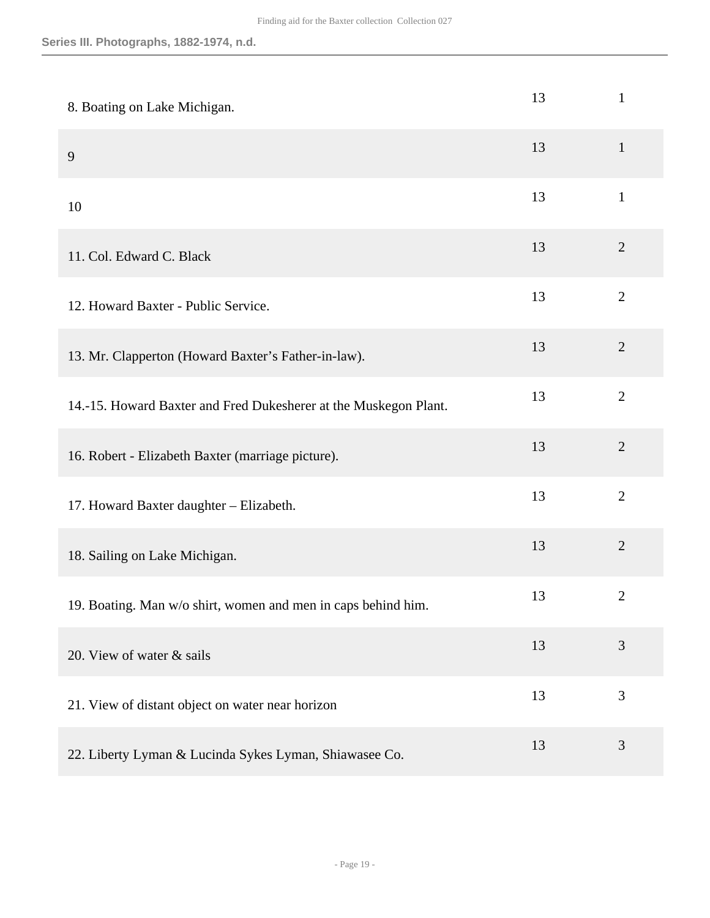| | | |
|---|---|---|
| 8. Boating on Lake Michigan. | 13 | 1 |
| 9 | 13 | 1 |
| 10 | 13 | 1 |
| 11. Col. Edward C. Black | 13 | 2 |
| 12. Howard Baxter - Public Service. | 13 | 2 |
| 13. Mr. Clapperton (Howard Baxter's Father-in-law). | 13 | 2 |
| 14.-15. Howard Baxter and Fred Dukesherer at the Muskegon Plant. | 13 | 2 |
| 16. Robert - Elizabeth Baxter (marriage picture). | 13 | 2 |
| 17. Howard Baxter daughter – Elizabeth. | 13 | 2 |
| 18. Sailing on Lake Michigan. | 13 | 2 |
| 19. Boating. Man w/o shirt, women and men in caps behind him. | 13 | 2 |
| 20. View of water & sails | 13 | 3 |
| 21. View of distant object on water near horizon | 13 | 3 |
| 22. Liberty Lyman & Lucinda Sykes Lyman, Shiawasee Co. | 13 | 3 |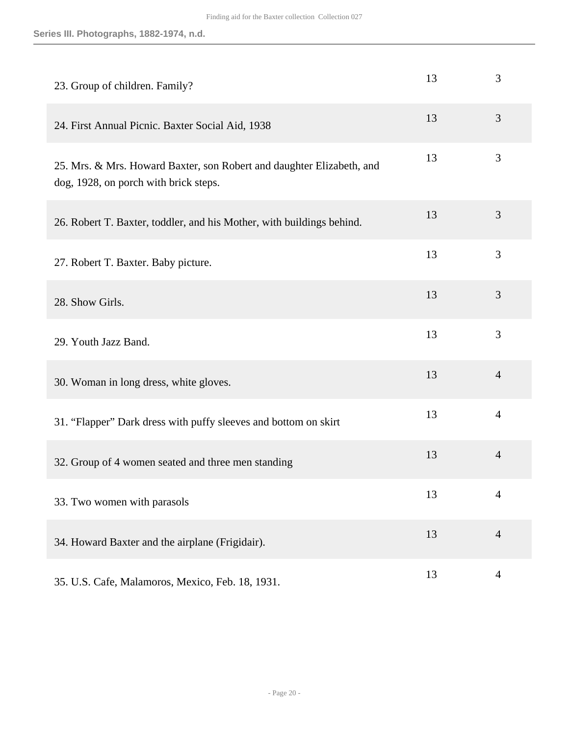| | | |
|---|---|---|
| 23. Group of children. Family? | 13 | 3 |
| 24. First Annual Picnic. Baxter Social Aid, 1938 | 13 | 3 |
| 25. Mrs. & Mrs. Howard Baxter, son Robert and daughter Elizabeth, and dog, 1928, on porch with brick steps. | 13 | 3 |
| 26. Robert T. Baxter, toddler, and his Mother, with buildings behind. | 13 | 3 |
| 27. Robert T. Baxter. Baby picture. | 13 | 3 |
| 28. Show Girls. | 13 | 3 |
| 29. Youth Jazz Band. | 13 | 3 |
| 30. Woman in long dress, white gloves. | 13 | 4 |
| 31. "Flapper" Dark dress with puffy sleeves and bottom on skirt | 13 | 4 |
| 32. Group of 4 women seated and three men standing | 13 | 4 |
| 33. Two women with parasols | 13 | 4 |
| 34. Howard Baxter and the airplane (Frigidair). | 13 | 4 |
| 35. U.S. Cafe, Malamoros, Mexico, Feb. 18, 1931. | 13 | 4 |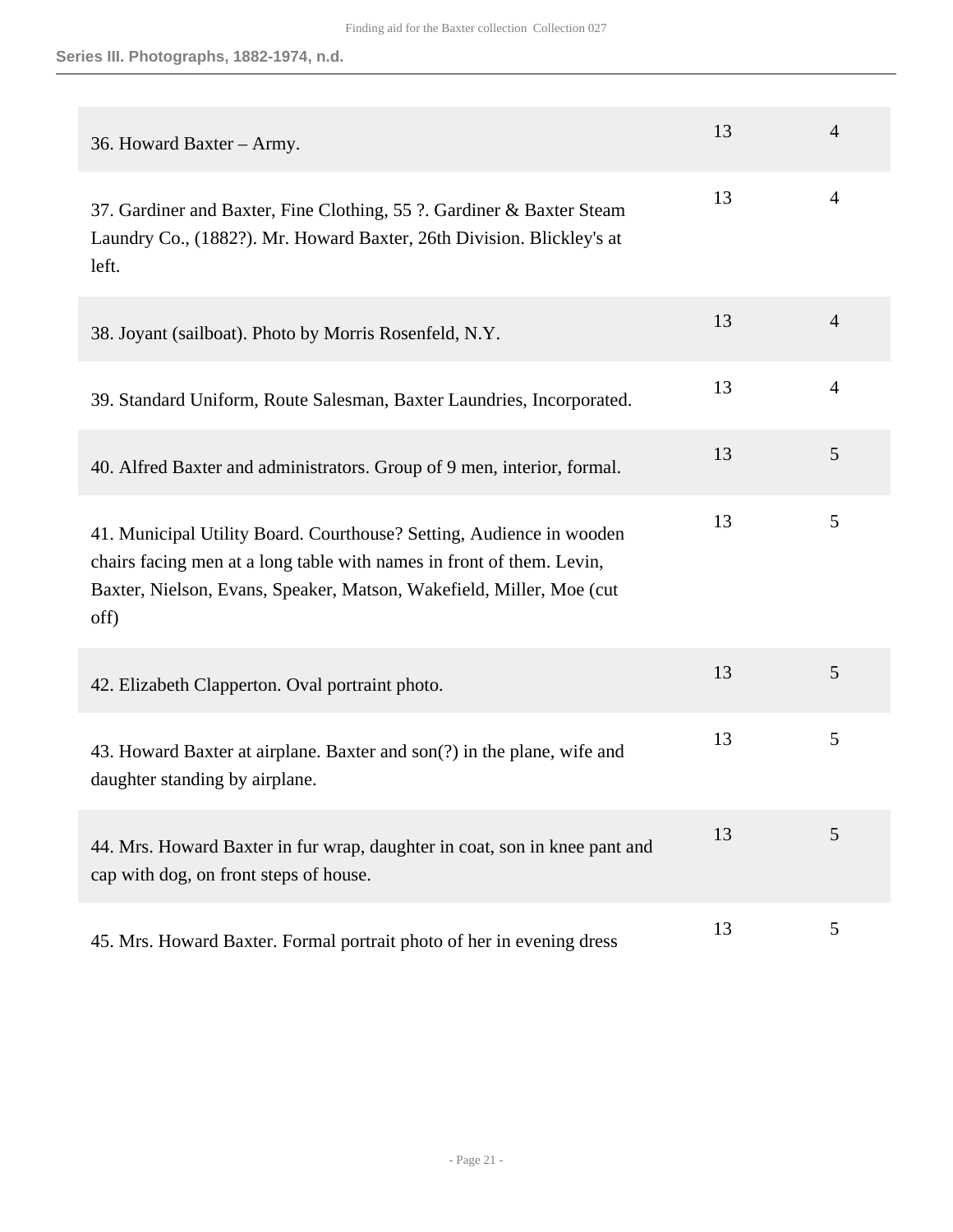| | | |
|---|---|---|
| 36. Howard Baxter – Army. | 13 | 4 |
| 37. Gardiner and Baxter, Fine Clothing, 55 ?. Gardiner & Baxter Steam Laundry Co., (1882?). Mr. Howard Baxter, 26th Division. Blickley's at left. | 13 | 4 |
| 38. Joyant (sailboat). Photo by Morris Rosenfeld, N.Y. | 13 | 4 |
| 39. Standard Uniform, Route Salesman, Baxter Laundries, Incorporated. | 13 | 4 |
| 40. Alfred Baxter and administrators. Group of 9 men, interior, formal. | 13 | 5 |
| 41. Municipal Utility Board. Courthouse? Setting, Audience in wooden chairs facing men at a long table with names in front of them. Levin, Baxter, Nielson, Evans, Speaker, Matson, Wakefield, Miller, Moe (cut off) | 13 | 5 |
| 42. Elizabeth Clapperton. Oval portraint photo. | 13 | 5 |
| 43. Howard Baxter at airplane. Baxter and son(?) in the plane, wife and daughter standing by airplane. | 13 | 5 |
| 44. Mrs. Howard Baxter in fur wrap, daughter in coat, son in knee pant and cap with dog, on front steps of house. | 13 | 5 |
| 45. Mrs. Howard Baxter. Formal portrait photo of her in evening dress | 13 | 5 |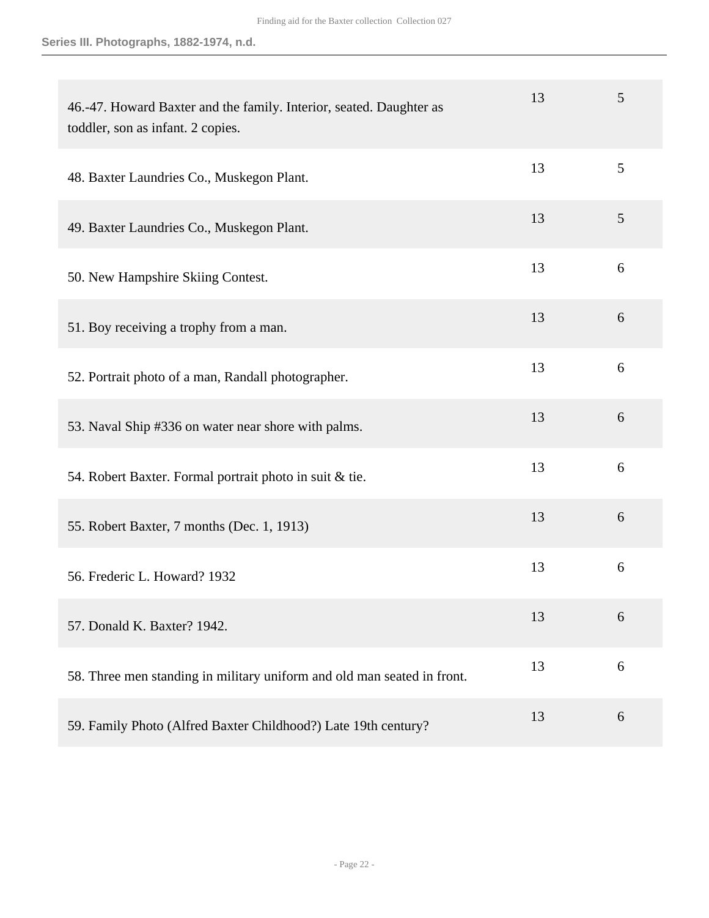| | | |
|---|---|---|
| 46.-47. Howard Baxter and the family. Interior, seated. Daughter as toddler, son as infant. 2 copies. | 13 | 5 |
| 48. Baxter Laundries Co., Muskegon Plant. | 13 | 5 |
| 49. Baxter Laundries Co., Muskegon Plant. | 13 | 5 |
| 50. New Hampshire Skiing Contest. | 13 | 6 |
| 51. Boy receiving a trophy from a man. | 13 | 6 |
| 52. Portrait photo of a man, Randall photographer. | 13 | 6 |
| 53. Naval Ship #336 on water near shore with palms. | 13 | 6 |
| 54. Robert Baxter. Formal portrait photo in suit & tie. | 13 | 6 |
| 55. Robert Baxter, 7 months (Dec. 1, 1913) | 13 | 6 |
| 56. Frederic L. Howard? 1932 | 13 | 6 |
| 57. Donald K. Baxter? 1942. | 13 | 6 |
| 58. Three men standing in military uniform and old man seated in front. | 13 | 6 |
| 59. Family Photo (Alfred Baxter Childhood?) Late 19th century? | 13 | 6 |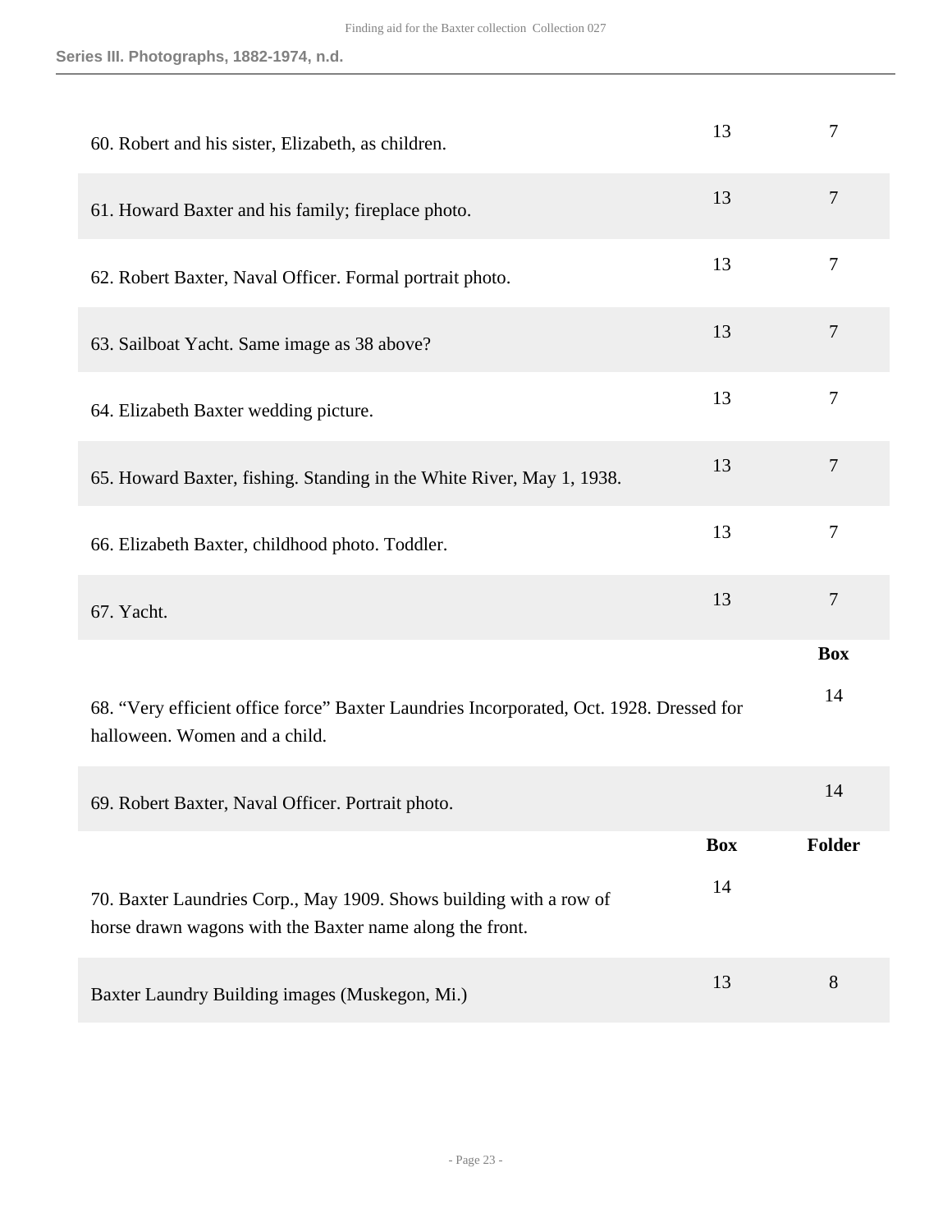| | | |
|---|---|---|
| 60. Robert and his sister, Elizabeth, as children. | 13 | 7 |
| 61. Howard Baxter and his family; fireplace photo. | 13 | 7 |
| 62. Robert Baxter, Naval Officer. Formal portrait photo. | 13 | 7 |
| 63. Sailboat Yacht. Same image as 38 above? | 13 | 7 |
| 64. Elizabeth Baxter wedding picture. | 13 | 7 |
| 65. Howard Baxter, fishing. Standing in the White River, May 1, 1938. | 13 | 7 |
| 66. Elizabeth Baxter, childhood photo. Toddler. | 13 | 7 |
| 67. Yacht. | 13 | 7 |

| | Box |
|---|---|
| 68. "Very efficient office force" Baxter Laundries Incorporated, Oct. 1928. Dressed for halloween. Women and a child. | 14 |
| 69. Robert Baxter, Naval Officer. Portrait photo. | 14 |

| | Box | Folder |
|---|---|---|
| 70. Baxter Laundries Corp., May 1909. Shows building with a row of horse drawn wagons with the Baxter name along the front. | 14 | |
| Baxter Laundry Building images (Muskegon, Mi.) | 13 | 8 |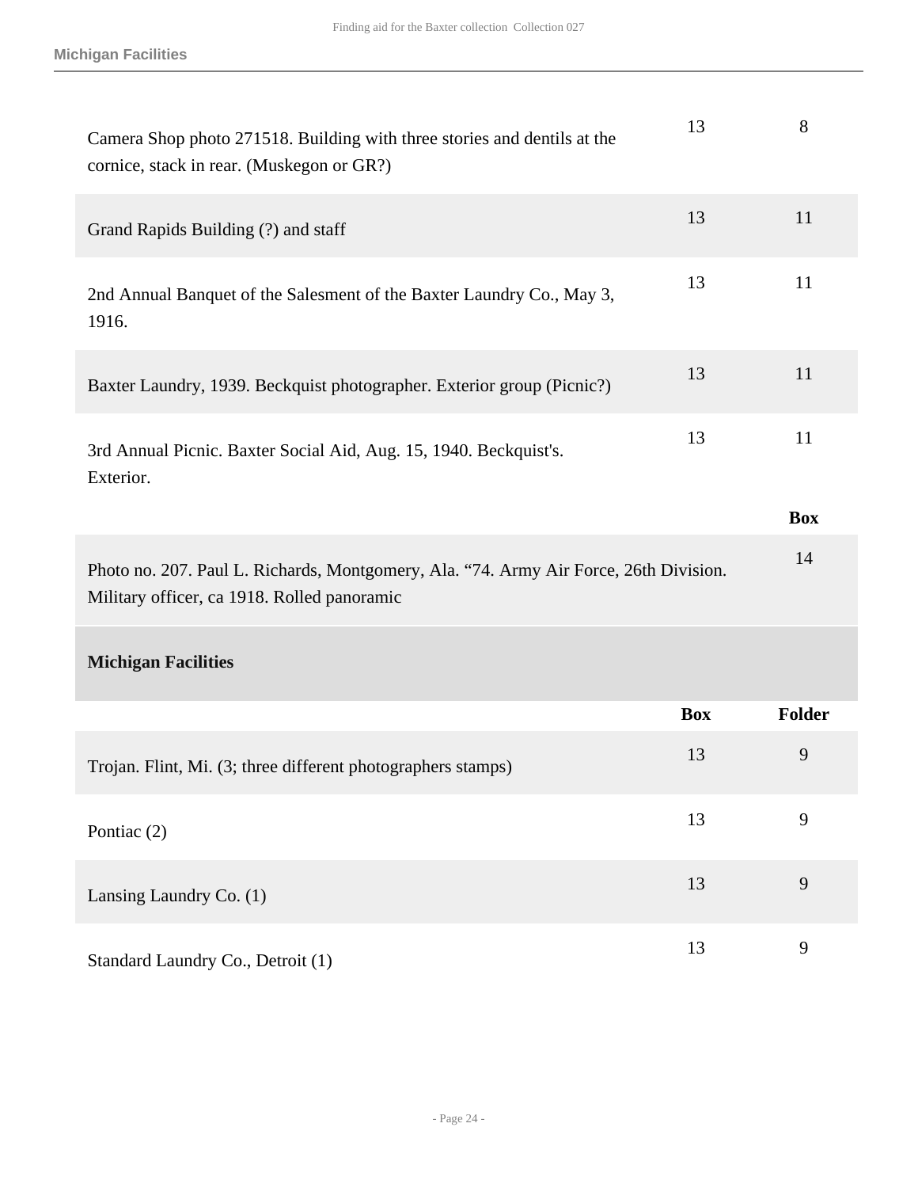| | Box | Folder |
|---|---|---|
| Camera Shop photo 271518. Building with three stories and dentils at the cornice, stack in rear. (Muskegon or GR?) | 13 | 8 |
| Grand Rapids Building (?) and staff | 13 | 11 |
| 2nd Annual Banquet of the Salesment of the Baxter Laundry Co., May 3, 1916. | 13 | 11 |
| Baxter Laundry, 1939. Beckquist photographer. Exterior group (Picnic?) | 13 | 11 |
| 3rd Annual Picnic. Baxter Social Aid, Aug. 15, 1940. Beckquist's. Exterior. | 13 | 11 |

| | Box |
|---|---|
| Photo no. 207. Paul L. Richards, Montgomery, Ala. “74. Army Air Force, 26th Division. Military officer, ca 1918. Rolled panoramic | 14 |

**Michigan Facilities**

| | Box | Folder |
|---|---|---|
| Trojan. Flint, Mi. (3; three different photographers stamps) | 13 | 9 |
| Pontiac (2) | 13 | 9 |
| Lansing Laundry Co. (1) | 13 | 9 |
| Standard Laundry Co., Detroit (1) | 13 | 9 |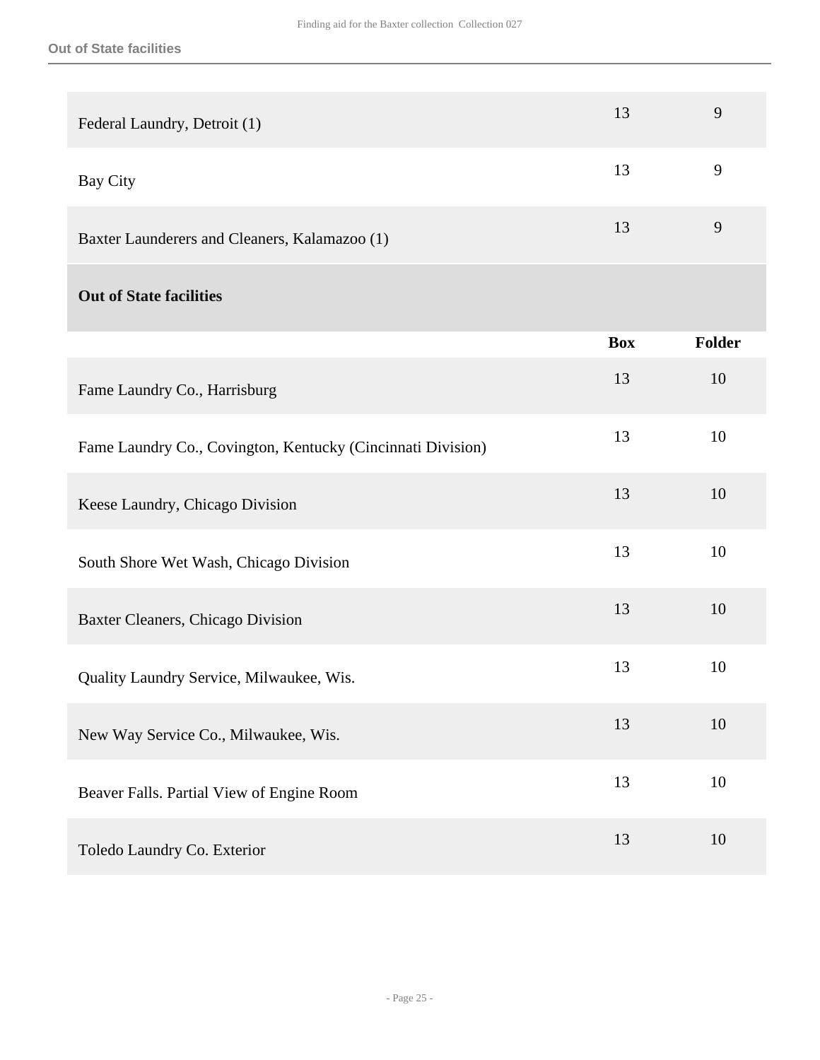| | | |
|---|---|---|
| Federal Laundry, Detroit (1) | 13 | 9 |
| Bay City | 13 | 9 |
| Baxter Launderers and Cleaners, Kalamazoo (1) | 13 | 9 |

### Out of State facilities

| | Box | Folder |
|---|---|---|
| Fame Laundry Co., Harrisburg | 13 | 10 |
| Fame Laundry Co., Covington, Kentucky (Cincinnati Division) | 13 | 10 |
| Keese Laundry, Chicago Division | 13 | 10 |
| South Shore Wet Wash, Chicago Division | 13 | 10 |
| Baxter Cleaners, Chicago Division | 13 | 10 |
| Quality Laundry Service, Milwaukee, Wis. | 13 | 10 |
| New Way Service Co., Milwaukee, Wis. | 13 | 10 |
| Beaver Falls. Partial View of Engine Room | 13 | 10 |
| Toledo Laundry Co. Exterior | 13 | 10 |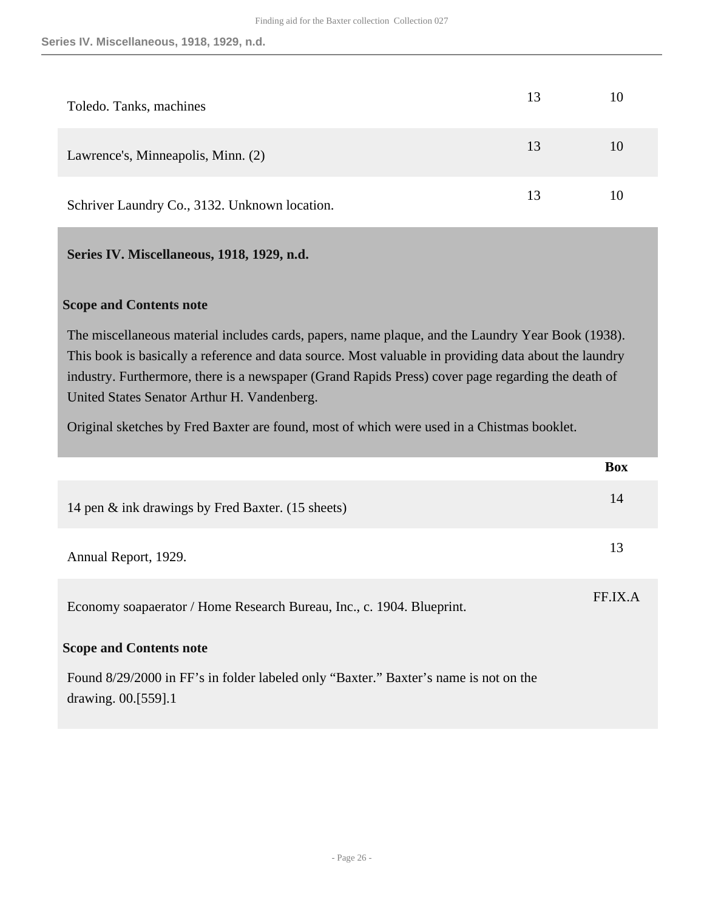| | | |
|---|---|---|
| Toledo. Tanks, machines | 13 | 10 |
| Lawrence's, Minneapolis, Minn. (2) | 13 | 10 |
| Schriver Laundry Co., 3132. Unknown location. | 13 | 10 |

## Series IV. Miscellaneous, 1918, 1929, n.d.

### Scope and Contents note

The miscellaneous material includes cards, papers, name plaque, and the Laundry Year Book (1938). This book is basically a reference and data source. Most valuable in providing data about the laundry industry. Furthermore, there is a newspaper (Grand Rapids Press) cover page regarding the death of United States Senator Arthur H. Vandenberg.

Original sketches by Fred Baxter are found, most of which were used in a Chistmas booklet.

| | Box |
|---|---|
| 14 pen & ink drawings by Fred Baxter. (15 sheets) | 14 |
| Annual Report, 1929. | 13 |
| Economy soapaerator / Home Research Bureau, Inc., c. 1904. Blueprint. | FF.IX.A |

**Scope and Contents note**

Found 8/29/2000 in FF's in folder labeled only "Baxter." Baxter's name is not on the drawing. 00.[559].1